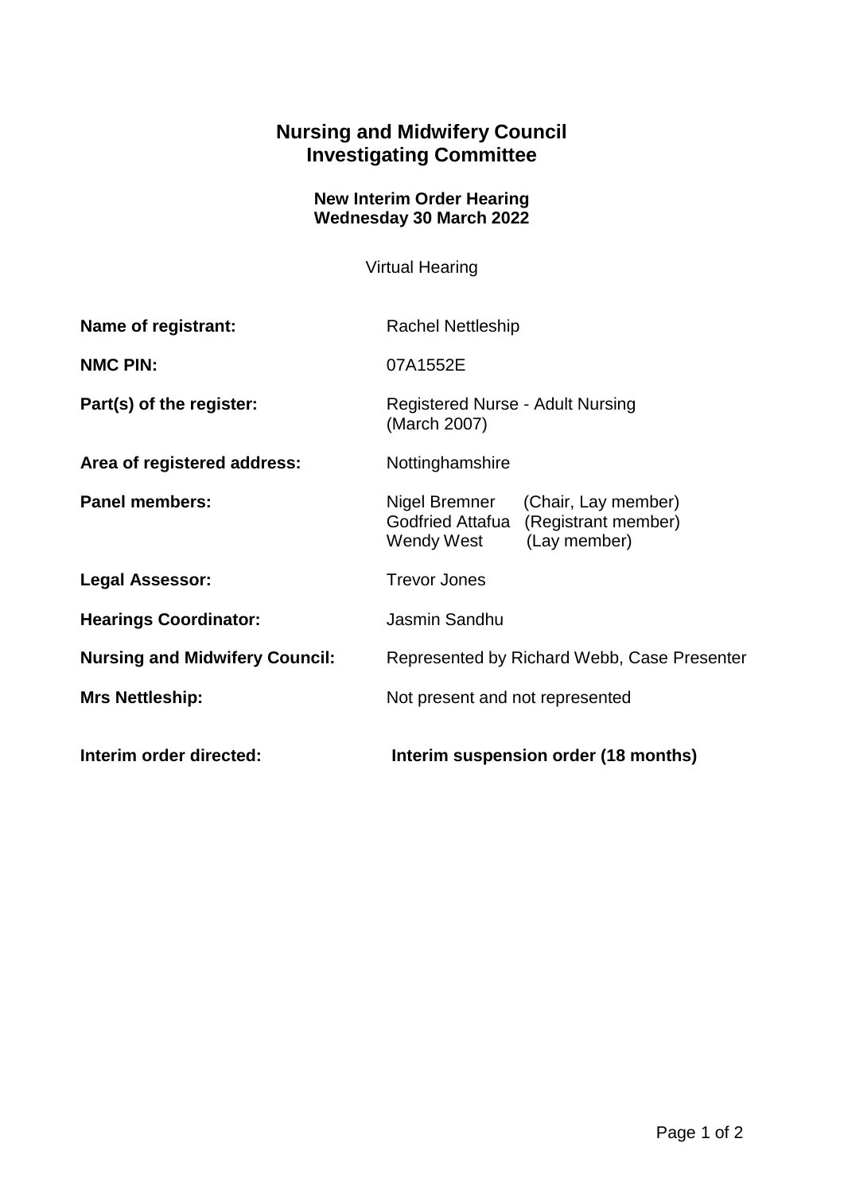# Nursing and Midwifery Council
# Investigating Committee

### New Interim Order Hearing
### Wednesday 30 March 2022

Virtual Hearing

| | |
|---|---|
| **Name of registrant:** | Rachel Nettleship |
| **NMC PIN:** | 07A1552E |
| **Part(s) of the register:** | Registered Nurse - Adult Nursing (March 2007) |
| **Area of registered address:** | Nottinghamshire |
| **Panel members:** | Nigel Bremner (Chair, Lay member)<br>Godfried Attafua (Registrant member)<br>Wendy West (Lay member) |
| **Legal Assessor:** | Trevor Jones |
| **Hearings Coordinator:** | Jasmin Sandhu |
| **Nursing and Midwifery Council:** | Represented by Richard Webb, Case Presenter |
| **Mrs Nettleship:** | Not present and not represented |
| **Interim order directed:** | **Interim suspension order (18 months)** |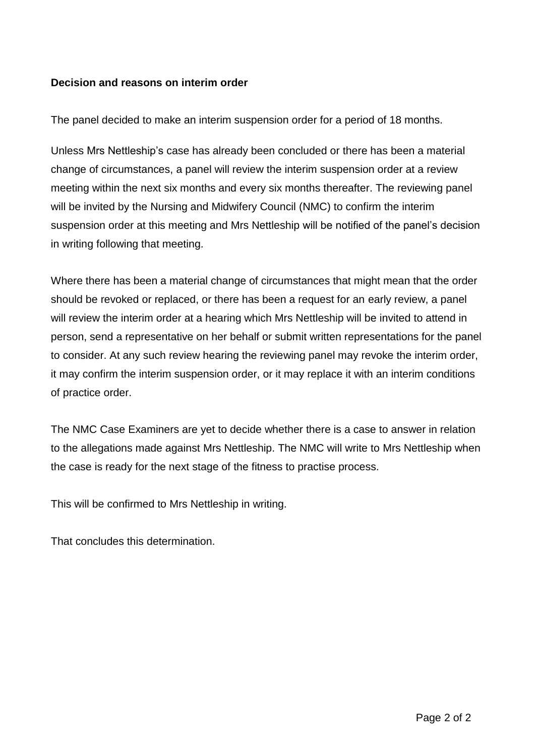**Decision and reasons on interim order**

The panel decided to make an interim suspension order for a period of 18 months.

Unless Mrs Nettleship's case has already been concluded or there has been a material change of circumstances, a panel will review the interim suspension order at a review meeting within the next six months and every six months thereafter. The reviewing panel will be invited by the Nursing and Midwifery Council (NMC) to confirm the interim suspension order at this meeting and Mrs Nettleship will be notified of the panel's decision in writing following that meeting.

Where there has been a material change of circumstances that might mean that the order should be revoked or replaced, or there has been a request for an early review, a panel will review the interim order at a hearing which Mrs Nettleship will be invited to attend in person, send a representative on her behalf or submit written representations for the panel to consider. At any such review hearing the reviewing panel may revoke the interim order, it may confirm the interim suspension order, or it may replace it with an interim conditions of practice order.

The NMC Case Examiners are yet to decide whether there is a case to answer in relation to the allegations made against Mrs Nettleship. The NMC will write to Mrs Nettleship when the case is ready for the next stage of the fitness to practise process.

This will be confirmed to Mrs Nettleship in writing.

That concludes this determination.